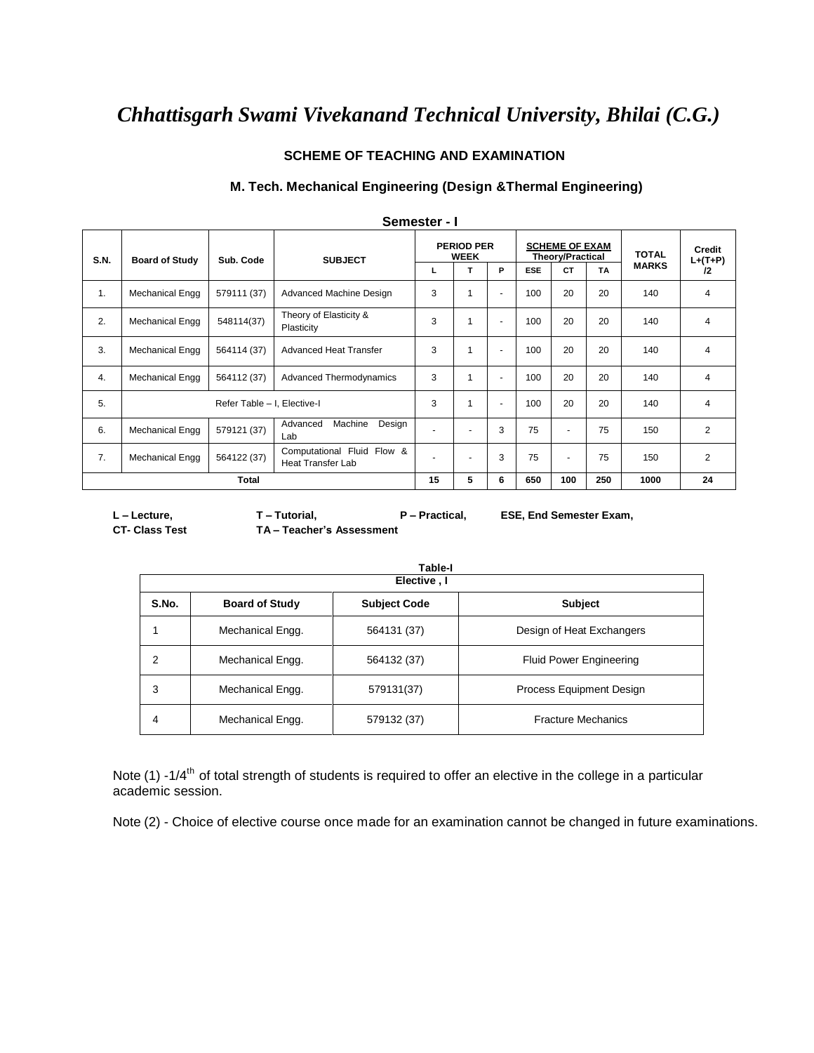# *Chhattisgarh Swami Vivekanand Technical University, Bhilai (C.G.)*

## SCHEME OF TEACHING AND EXAMINATION

### M. Tech. Mechanical Engineering (Design &Thermal Engineering)

**Semester - I**

| S.N. | Board of Study | Sub. Code | SUBJECT | PERIOD PER WEEK | | | SCHEME OF EXAM Theory/Practical | | | TOTAL MARKS | Credit L+(T+P) /2 |
|---|---|---|---|---|---|---|---|---|---|---|---|
| | | | | L | T | P | ESE | CT | TA | | |
| 1. | Mechanical Engg | 579111 (37) | Advanced Machine Design | 3 | 1 | - | 100 | 20 | 20 | 140 | 4 |
| 2. | Mechanical Engg | 548114(37) | Theory of Elasticity & Plasticity | 3 | 1 | - | 100 | 20 | 20 | 140 | 4 |
| 3. | Mechanical Engg | 564114 (37) | Advanced Heat Transfer | 3 | 1 | - | 100 | 20 | 20 | 140 | 4 |
| 4. | Mechanical Engg | 564112 (37) | Advanced Thermodynamics | 3 | 1 | - | 100 | 20 | 20 | 140 | 4 |
| 5. | Refer Table – I, Elective-I | | | 3 | 1 | - | 100 | 20 | 20 | 140 | 4 |
| 6. | Mechanical Engg | 579121 (37) | Advanced Machine Design Lab | - | - | 3 | 75 | - | 75 | 150 | 2 |
| 7. | Mechanical Engg | 564122 (37) | Computational Fluid Flow & Heat Transfer Lab | - | - | 3 | 75 | - | 75 | 150 | 2 |
| Total | | | | 15 | 5 | 6 | 650 | 100 | 250 | 1000 | 24 |

**L – Lecture,** **T – Tutorial,** **P – Practical,** **ESE, End Semester Exam,**
**CT- Class Test** **TA – Teacher's Assessment**

**Table-I**

| Elective , I | | | |
|---|---|---|---|
| **S.No.** | **Board of Study** | **Subject Code** | **Subject** |
| 1 | Mechanical Engg. | 564131 (37) | Design of Heat Exchangers |
| 2 | Mechanical Engg. | 564132 (37) | Fluid Power Engineering |
| 3 | Mechanical Engg. | 579131(37) | Process Equipment Design |
| 4 | Mechanical Engg. | 579132 (37) | Fracture Mechanics |

Note (1) -1/4th of total strength of students is required to offer an elective in the college in a particular academic session.

Note (2) - Choice of elective course once made for an examination cannot be changed in future examinations.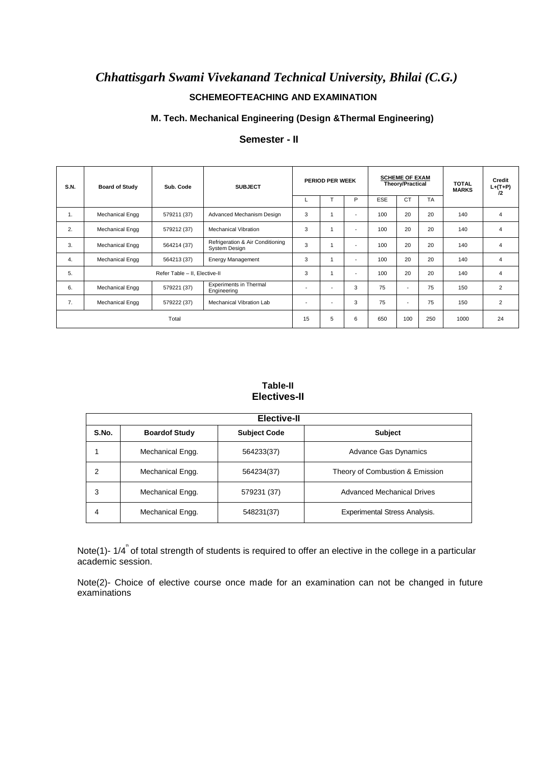# *Chhattisgarh Swami Vivekanand Technical University, Bhilai (C.G.)*

**SCHEMEOFTEACHING AND EXAMINATION**

**M. Tech. Mechanical Engineering (Design &Thermal Engineering)**

**Semester - II**

| S.N. | Board of Study | Sub. Code | SUBJECT | PERIOD PER WEEK | | | SCHEME OF EXAM Theory/Practical | | | TOTAL MARKS | Credit L+(T+P) /2 |
|---|---|---|---|---|---|---|---|---|---|---|---|
| | | | | L | T | P | ESE | CT | TA | | |
| 1. | Mechanical Engg | 579211 (37) | Advanced Mechanism Design | 3 | 1 | - | 100 | 20 | 20 | 140 | 4 |
| 2. | Mechanical Engg | 579212 (37) | Mechanical Vibration | 3 | 1 | - | 100 | 20 | 20 | 140 | 4 |
| 3. | Mechanical Engg | 564214 (37) | Refrigeration & Air Conditioning System Design | 3 | 1 | - | 100 | 20 | 20 | 140 | 4 |
| 4. | Mechanical Engg | 564213 (37) | Energy Management | 3 | 1 | - | 100 | 20 | 20 | 140 | 4 |
| 5. | Refer Table – II, Elective-II | | | 3 | 1 | - | 100 | 20 | 20 | 140 | 4 |
| 6. | Mechanical Engg | 579221 (37) | Experiments in Thermal Engineering | - | - | 3 | 75 | - | 75 | 150 | 2 |
| 7. | Mechanical Engg | 579222 (37) | Mechanical Vibration Lab | - | - | 3 | 75 | - | 75 | 150 | 2 |
| Total | | | | 15 | 5 | 6 | 650 | 100 | 250 | 1000 | 24 |

**Table-II**
**Electives-II**

| Elective-II | | | |
|---|---|---|---|
| **S.No.** | **Boardof Study** | **Subject Code** | **Subject** |
| 1 | Mechanical Engg. | 564233(37) | Advance Gas Dynamics |
| 2 | Mechanical Engg. | 564234(37) | Theory of Combustion & Emission |
| 3 | Mechanical Engg. | 579231 (37) | Advanced Mechanical Drives |
| 4 | Mechanical Engg. | 548231(37) | Experimental Stress Analysis. |

Note(1)- 1/4th of total strength of students is required to offer an elective in the college in a particular academic session.

Note(2)- Choice of elective course once made for an examination can not be changed in future examinations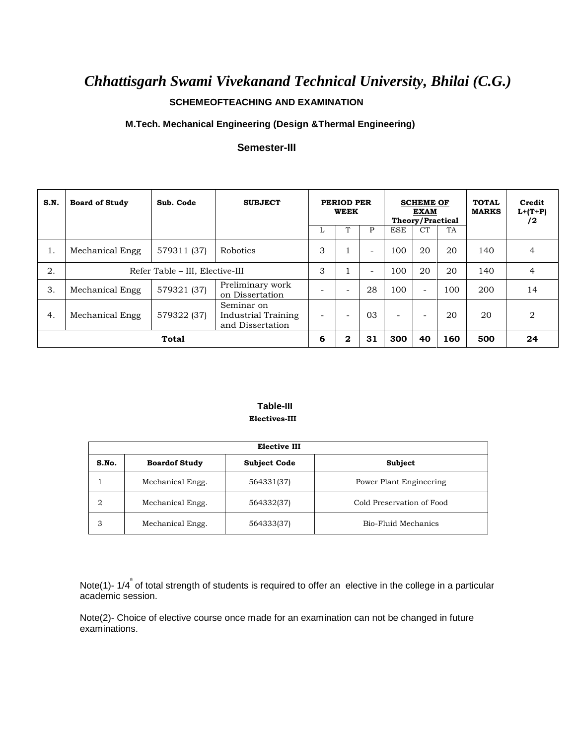# *Chhattisgarh Swami Vivekanand Technical University, Bhilai (C.G.)*

**SCHEMEOFTEACHING AND EXAMINATION**

**M.Tech. Mechanical Engineering (Design &Thermal Engineering)**

**Semester-III**

| S.N. | Board of Study | Sub. Code | SUBJECT | PERIOD PER WEEK | | | SCHEME OF EXAM Theory/Practical | | | TOTAL MARKS | Credit L+(T+P) /2 |
|---|---|---|---|---|---|---|---|---|---|---|---|
| | | | | L | T | P | ESE | CT | TA | | |
| 1. | Mechanical Engg | 579311 (37) | Robotics | 3 | 1 | - | 100 | 20 | 20 | 140 | 4 |
| 2. | Refer Table – III, Elective-III | | | 3 | 1 | - | 100 | 20 | 20 | 140 | 4 |
| 3. | Mechanical Engg | 579321 (37) | Preliminary work on Dissertation | - | - | 28 | 100 | - | 100 | 200 | 14 |
| 4. | Mechanical Engg | 579322 (37) | Seminar on Industrial Training and Dissertation | - | - | 03 | - | - | 20 | 20 | 2 |
| **Total** | | | | **6** | **2** | **31** | **300** | **40** | **160** | **500** | **24** |

**Table-III**

**Electives-III**

| Elective III | | | |
|---|---|---|---|
| **S.No.** | **Boardof Study** | **Subject Code** | **Subject** |
| 1 | Mechanical Engg. | 564331(37) | Power Plant Engineering |
| 2 | Mechanical Engg. | 564332(37) | Cold Preservation of Food |
| 3 | Mechanical Engg. | 564333(37) | Bio-Fluid Mechanics |

Note(1)- 1/4th of total strength of students is required to offer an elective in the college in a particular academic session.

Note(2)- Choice of elective course once made for an examination can not be changed in future examinations.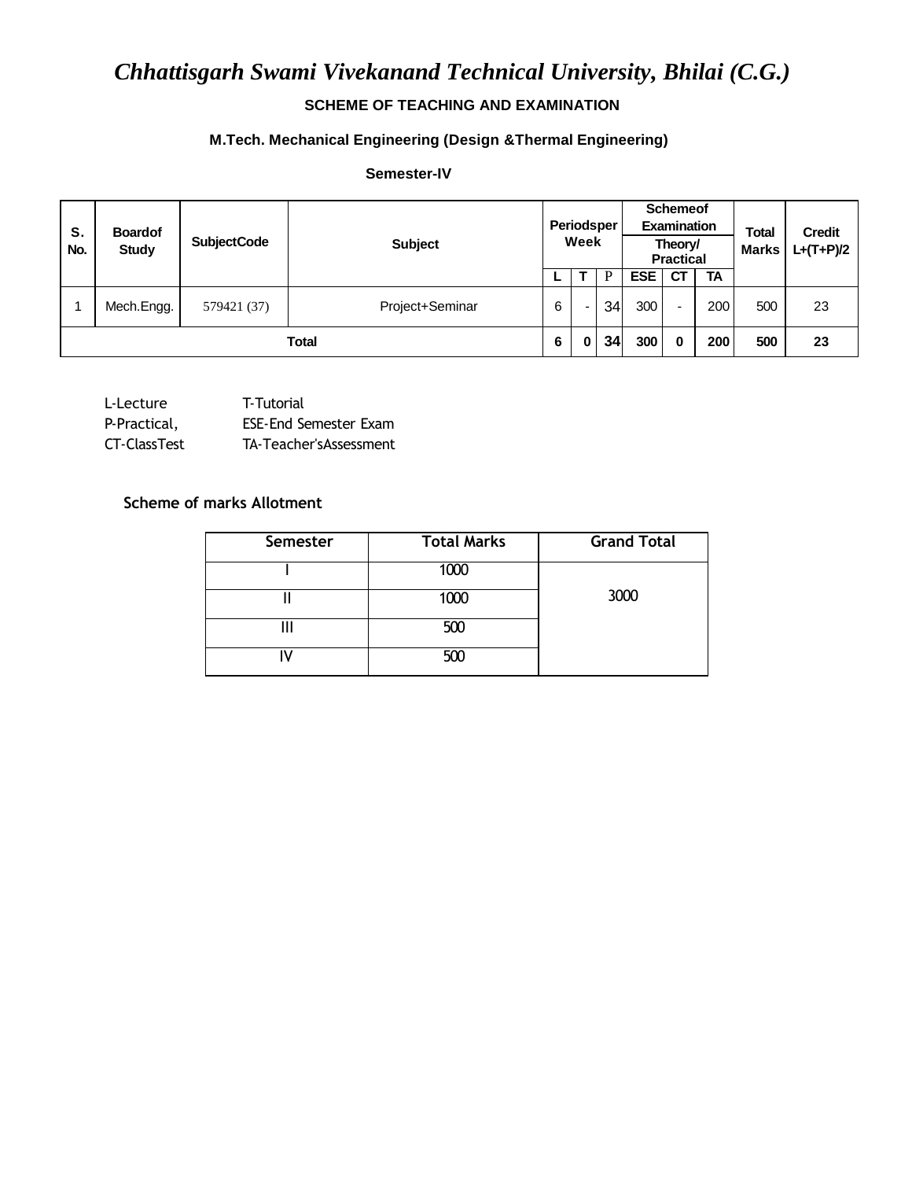# *Chhattisgarh Swami Vivekanand Technical University, Bhilai (C.G.)*

**SCHEME OF TEACHING AND EXAMINATION**

**M.Tech. Mechanical Engineering (Design &Thermal Engineering)**

**Semester-IV**

| S. No. | Boardof Study | SubjectCode | Subject | Periodsper Week | | | Schemeof Examination Theory/ Practical | | | Total Marks | Credit L+(T+P)/2 |
|---|---|---|---|---|---|---|---|---|---|---|---|
| | | | | L | T | P | ESE | CT | TA | | |
| 1 | Mech.Engg. | 579421 (37) | Project+Seminar | 6 | - | 34 | 300 | - | 200 | 500 | 23 |
| **Total** | | | | **6** | **0** | **34** | **300** | **0** | **200** | **500** | **23** |

L-Lecture T-Tutorial
P-Practical, ESE-End Semester Exam
CT-ClassTest TA-Teacher'sAssessment

**Scheme of marks Allotment**

| Semester | Total Marks | Grand Total |
|---|---|---|
| I | 1000 | 3000 |
| II | 1000 | |
| III | 500 | |
| IV | 500 | |